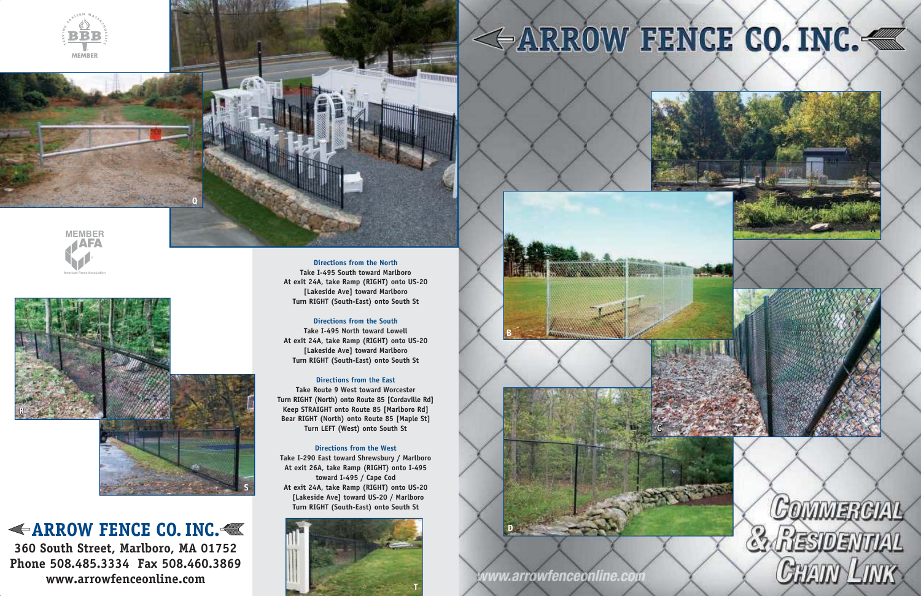# ARROW FENCE CO. INC.

## Commercial & Residential Chain Link

www.arrowfenceonline.com

MEMBER BBB — Serving Eastern Massachusetts

MEMBER AFA — American Fence Association

### Directions from the North

Take I-495 South toward Marlboro
At exit 24A, take Ramp (RIGHT) onto US-20 [Lakeside Ave] toward Marlboro
Turn RIGHT (South-East) onto South St

### Directions from the South

Take I-495 North toward Lowell
At exit 24A, take Ramp (RIGHT) onto US-20 [Lakeside Ave] toward Marlboro
Turn RIGHT (South-East) onto South St

### Directions from the East

Take Route 9 West toward Worcester
Turn RIGHT (North) onto Route 85 [Cordaville Rd]
Keep STRAIGHT onto Route 85 [Marlboro Rd]
Bear RIGHT (North) onto Route 85 [Maple St]
Turn LEFT (West) onto South St

### Directions from the West

Take I-290 East toward Shrewsbury / Marlboro
At exit 26A, take Ramp (RIGHT) onto I-495 toward I-495 / Cape Cod
At exit 24A, take Ramp (RIGHT) onto US-20 [Lakeside Ave] toward US-20 / Marlboro
Turn RIGHT (South-East) onto South St

## ARROW FENCE CO. INC.

**360 South Street, Marlboro, MA 01752**
**Phone 508.485.3334 Fax 508.460.3869**
**www.arrowfenceonline.com**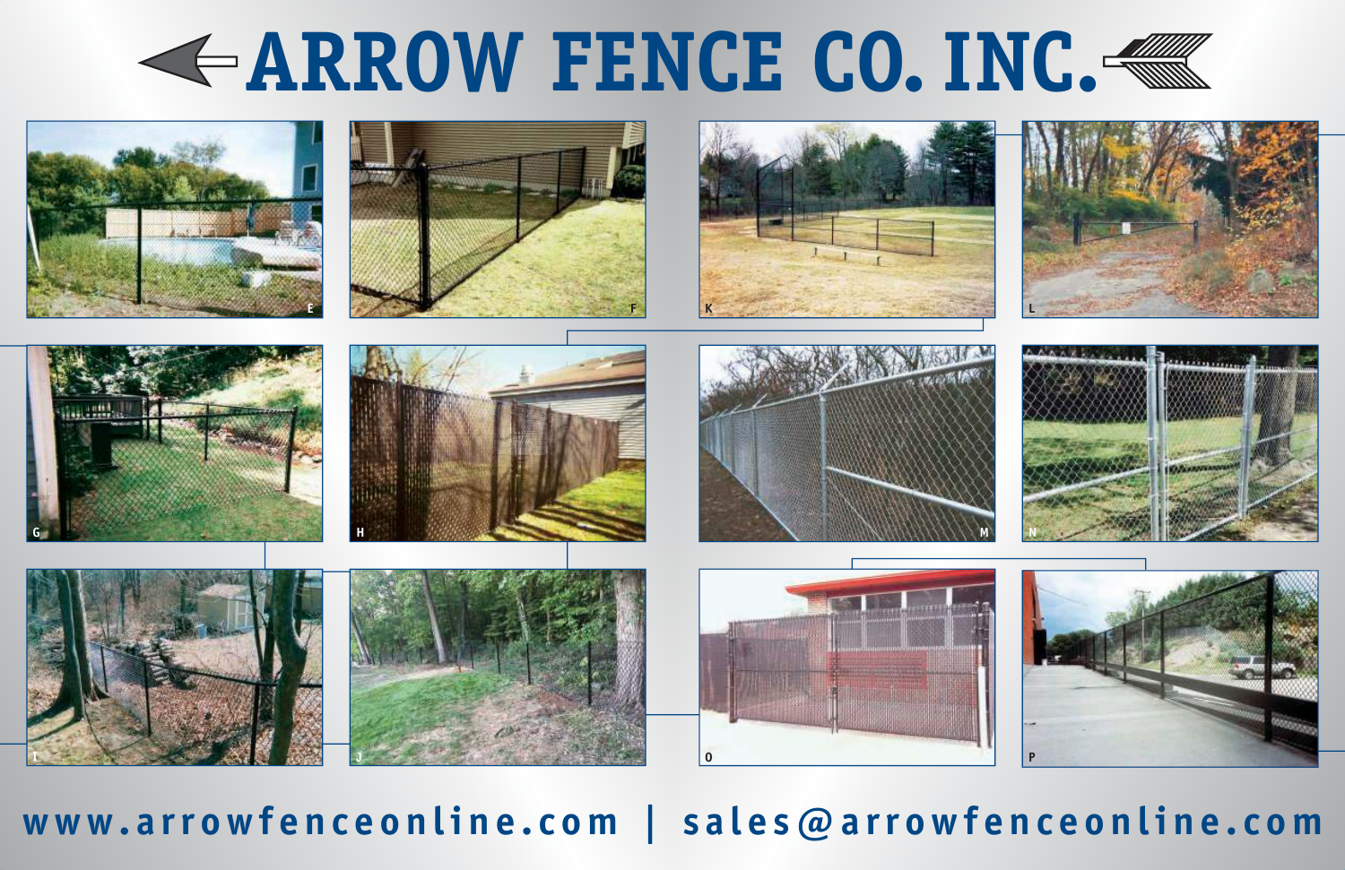# ARROW FENCE CO. INC.

E

F

K

L

G

H

M

N

I

J

O

P

www.arrowfenceonline.com | sales@arrowfenceonline.com